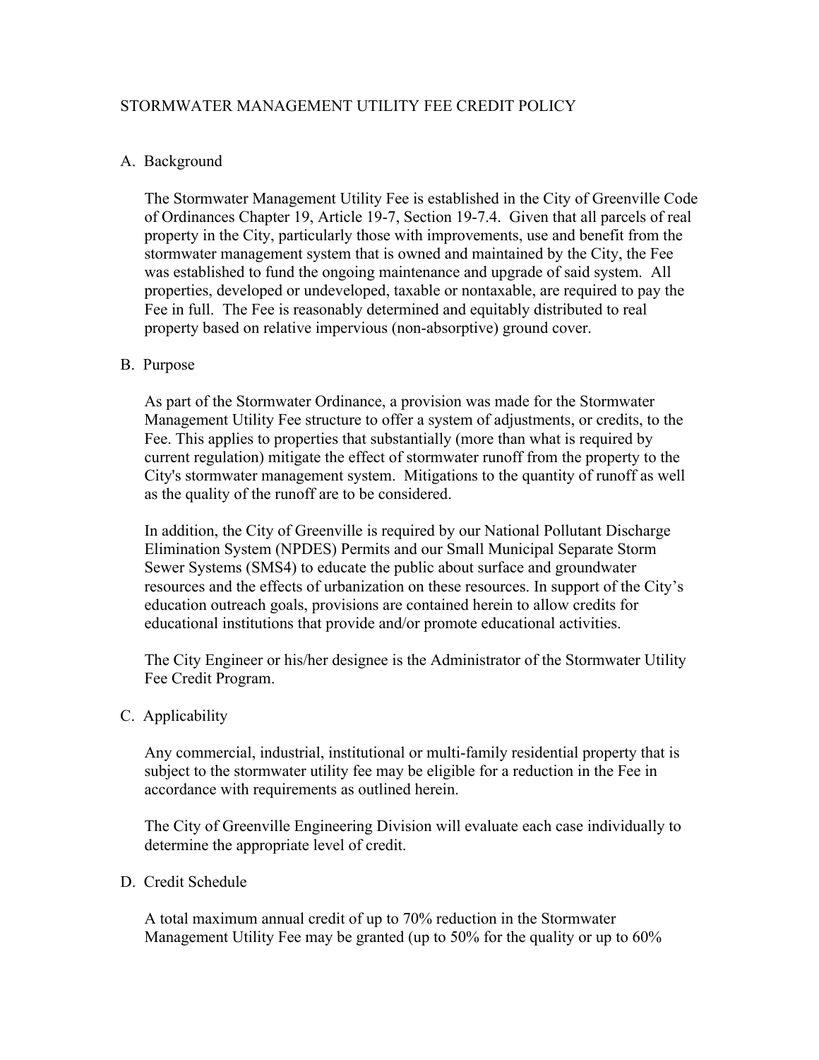# STORMWATER MANAGEMENT UTILITY FEE CREDIT POLICY

## A. Background

The Stormwater Management Utility Fee is established in the City of Greenville Code of Ordinances Chapter 19, Article 19-7, Section 19-7.4. Given that all parcels of real property in the City, particularly those with improvements, use and benefit from the stormwater management system that is owned and maintained by the City, the Fee was established to fund the ongoing maintenance and upgrade of said system. All properties, developed or undeveloped, taxable or nontaxable, are required to pay the Fee in full. The Fee is reasonably determined and equitably distributed to real property based on relative impervious (non-absorptive) ground cover.

## B. Purpose

As part of the Stormwater Ordinance, a provision was made for the Stormwater Management Utility Fee structure to offer a system of adjustments, or credits, to the Fee. This applies to properties that substantially (more than what is required by current regulation) mitigate the effect of stormwater runoff from the property to the City's stormwater management system. Mitigations to the quantity of runoff as well as the quality of the runoff are to be considered.

In addition, the City of Greenville is required by our National Pollutant Discharge Elimination System (NPDES) Permits and our Small Municipal Separate Storm Sewer Systems (SMS4) to educate the public about surface and groundwater resources and the effects of urbanization on these resources. In support of the City's education outreach goals, provisions are contained herein to allow credits for educational institutions that provide and/or promote educational activities.

The City Engineer or his/her designee is the Administrator of the Stormwater Utility Fee Credit Program.

## C. Applicability

Any commercial, industrial, institutional or multi-family residential property that is subject to the stormwater utility fee may be eligible for a reduction in the Fee in accordance with requirements as outlined herein.

The City of Greenville Engineering Division will evaluate each case individually to determine the appropriate level of credit.

## D. Credit Schedule

A total maximum annual credit of up to 70% reduction in the Stormwater Management Utility Fee may be granted (up to 50% for the quality or up to 60%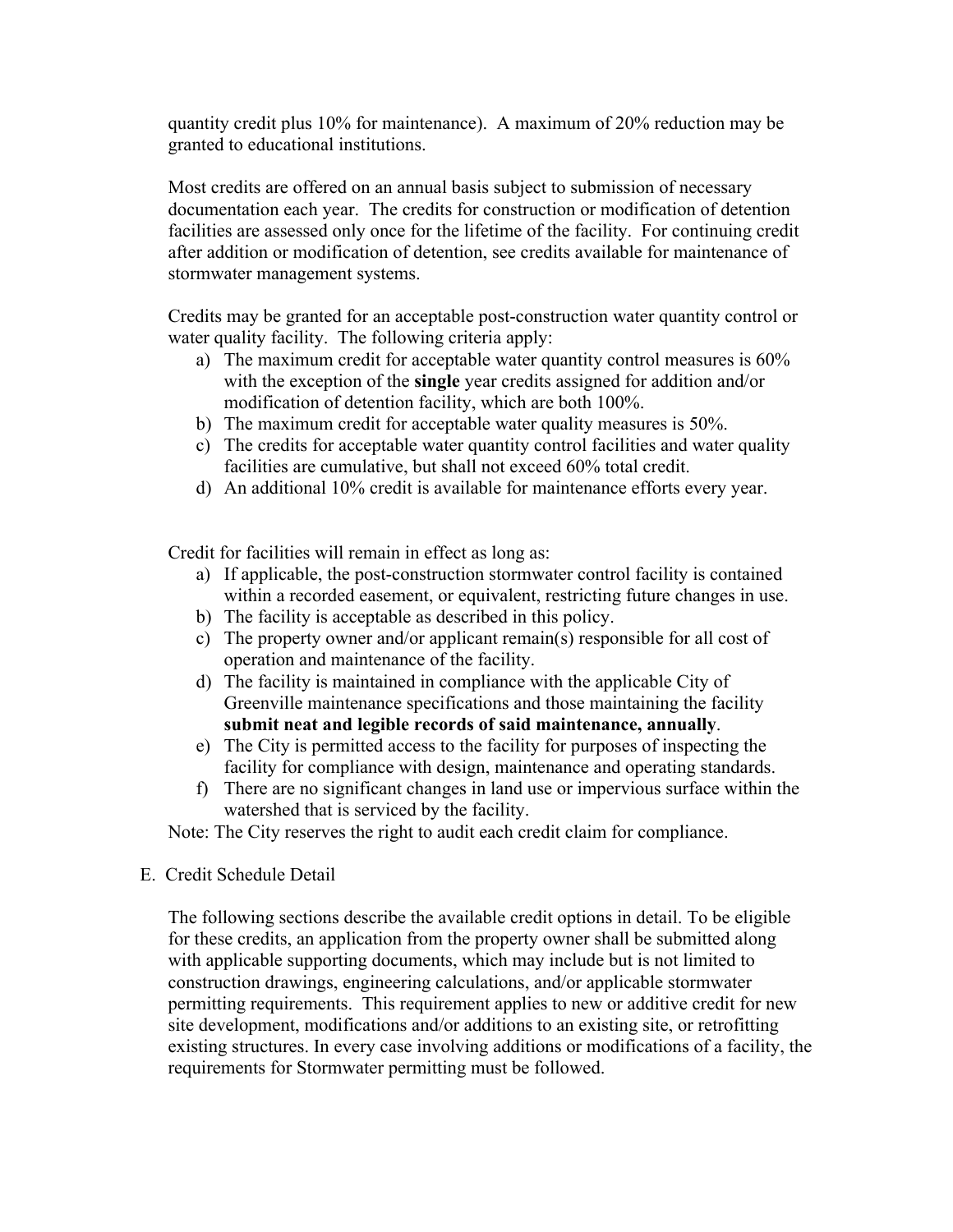quantity credit plus 10% for maintenance). A maximum of 20% reduction may be granted to educational institutions.

Most credits are offered on an annual basis subject to submission of necessary documentation each year. The credits for construction or modification of detention facilities are assessed only once for the lifetime of the facility. For continuing credit after addition or modification of detention, see credits available for maintenance of stormwater management systems.

Credits may be granted for an acceptable post-construction water quantity control or water quality facility. The following criteria apply:

a) The maximum credit for acceptable water quantity control measures is 60% with the exception of the **single** year credits assigned for addition and/or modification of detention facility, which are both 100%.
b) The maximum credit for acceptable water quality measures is 50%.
c) The credits for acceptable water quantity control facilities and water quality facilities are cumulative, but shall not exceed 60% total credit.
d) An additional 10% credit is available for maintenance efforts every year.

Credit for facilities will remain in effect as long as:

a) If applicable, the post-construction stormwater control facility is contained within a recorded easement, or equivalent, restricting future changes in use.
b) The facility is acceptable as described in this policy.
c) The property owner and/or applicant remain(s) responsible for all cost of operation and maintenance of the facility.
d) The facility is maintained in compliance with the applicable City of Greenville maintenance specifications and those maintaining the facility **submit neat and legible records of said maintenance, annually**.
e) The City is permitted access to the facility for purposes of inspecting the facility for compliance with design, maintenance and operating standards.
f) There are no significant changes in land use or impervious surface within the watershed that is serviced by the facility.

Note: The City reserves the right to audit each credit claim for compliance.

E. Credit Schedule Detail

The following sections describe the available credit options in detail. To be eligible for these credits, an application from the property owner shall be submitted along with applicable supporting documents, which may include but is not limited to construction drawings, engineering calculations, and/or applicable stormwater permitting requirements. This requirement applies to new or additive credit for new site development, modifications and/or additions to an existing site, or retrofitting existing structures. In every case involving additions or modifications of a facility, the requirements for Stormwater permitting must be followed.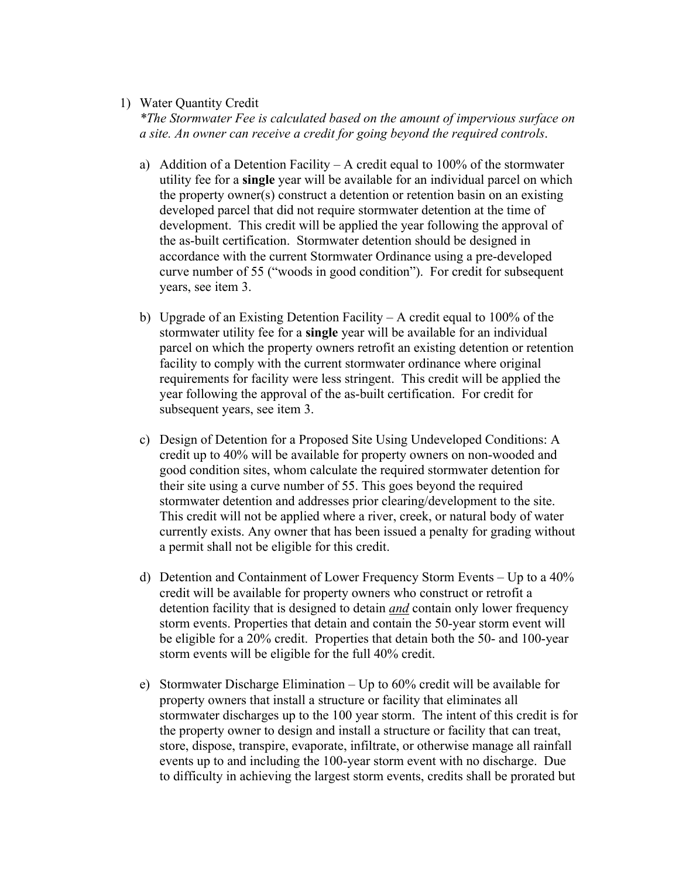1) Water Quantity Credit

   *\*The Stormwater Fee is calculated based on the amount of impervious surface on a site. An owner can receive a credit for going beyond the required controls.*

   a) Addition of a Detention Facility – A credit equal to 100% of the stormwater utility fee for a **single** year will be available for an individual parcel on which the property owner(s) construct a detention or retention basin on an existing developed parcel that did not require stormwater detention at the time of development. This credit will be applied the year following the approval of the as-built certification. Stormwater detention should be designed in accordance with the current Stormwater Ordinance using a pre-developed curve number of 55 ("woods in good condition"). For credit for subsequent years, see item 3.

   b) Upgrade of an Existing Detention Facility – A credit equal to 100% of the stormwater utility fee for a **single** year will be available for an individual parcel on which the property owners retrofit an existing detention or retention facility to comply with the current stormwater ordinance where original requirements for facility were less stringent. This credit will be applied the year following the approval of the as-built certification. For credit for subsequent years, see item 3.

   c) Design of Detention for a Proposed Site Using Undeveloped Conditions: A credit up to 40% will be available for property owners on non-wooded and good condition sites, whom calculate the required stormwater detention for their site using a curve number of 55. This goes beyond the required stormwater detention and addresses prior clearing/development to the site. This credit will not be applied where a river, creek, or natural body of water currently exists. Any owner that has been issued a penalty for grading without a permit shall not be eligible for this credit.

   d) Detention and Containment of Lower Frequency Storm Events – Up to a 40% credit will be available for property owners who construct or retrofit a detention facility that is designed to detain *and* contain only lower frequency storm events. Properties that detain and contain the 50-year storm event will be eligible for a 20% credit. Properties that detain both the 50- and 100-year storm events will be eligible for the full 40% credit.

   e) Stormwater Discharge Elimination – Up to 60% credit will be available for property owners that install a structure or facility that eliminates all stormwater discharges up to the 100 year storm. The intent of this credit is for the property owner to design and install a structure or facility that can treat, store, dispose, transpire, evaporate, infiltrate, or otherwise manage all rainfall events up to and including the 100-year storm event with no discharge. Due to difficulty in achieving the largest storm events, credits shall be prorated but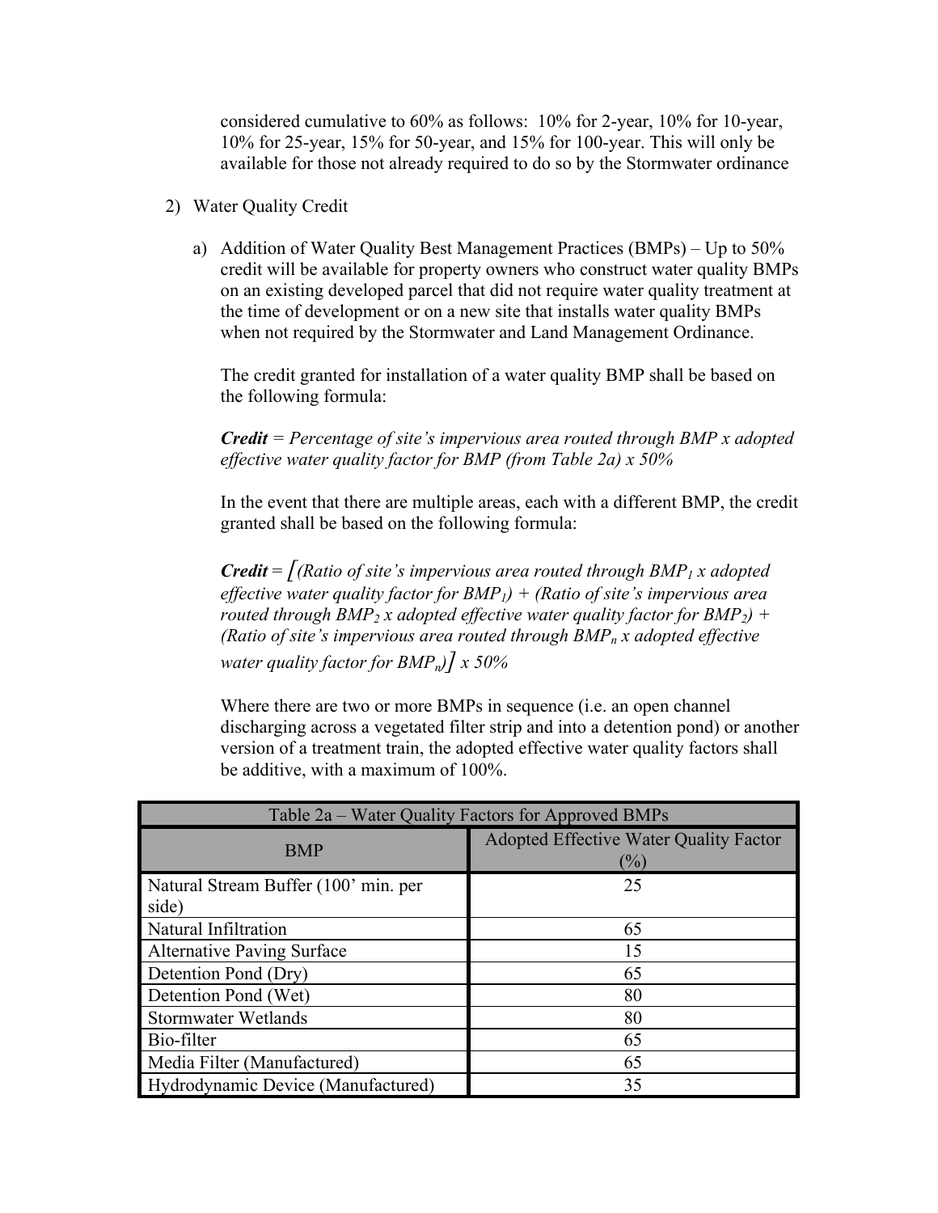considered cumulative to 60% as follows: 10% for 2-year, 10% for 10-year, 10% for 25-year, 15% for 50-year, and 15% for 100-year. This will only be available for those not already required to do so by the Stormwater ordinance

2) Water Quality Credit

   a) Addition of Water Quality Best Management Practices (BMPs) – Up to 50% credit will be available for property owners who construct water quality BMPs on an existing developed parcel that did not require water quality treatment at the time of development or on a new site that installs water quality BMPs when not required by the Stormwater and Land Management Ordinance.

      The credit granted for installation of a water quality BMP shall be based on the following formula:

      ***Credit*** *= Percentage of site's impervious area routed through BMP x adopted effective water quality factor for BMP (from Table 2a) x 50%*

      In the event that there are multiple areas, each with a different BMP, the credit granted shall be based on the following formula:

      ***Credit*** = *[(Ratio of site's impervious area routed through $BMP_1$ x adopted effective water quality factor for $BMP_1$) + (Ratio of site's impervious area routed through $BMP_2$ x adopted effective water quality factor for $BMP_2$) + (Ratio of site's impervious area routed through $BMP_n$ x adopted effective water quality factor for $BMP_n$)] x 50%*

      Where there are two or more BMPs in sequence (i.e. an open channel discharging across a vegetated filter strip and into a detention pond) or another version of a treatment train, the adopted effective water quality factors shall be additive, with a maximum of 100%.

| Table 2a – Water Quality Factors for Approved BMPs | |
|---|---|
| BMP | Adopted Effective Water Quality Factor (%) |
| Natural Stream Buffer (100' min. per side) | 25 |
| Natural Infiltration | 65 |
| Alternative Paving Surface | 15 |
| Detention Pond (Dry) | 65 |
| Detention Pond (Wet) | 80 |
| Stormwater Wetlands | 80 |
| Bio-filter | 65 |
| Media Filter (Manufactured) | 65 |
| Hydrodynamic Device (Manufactured) | 35 |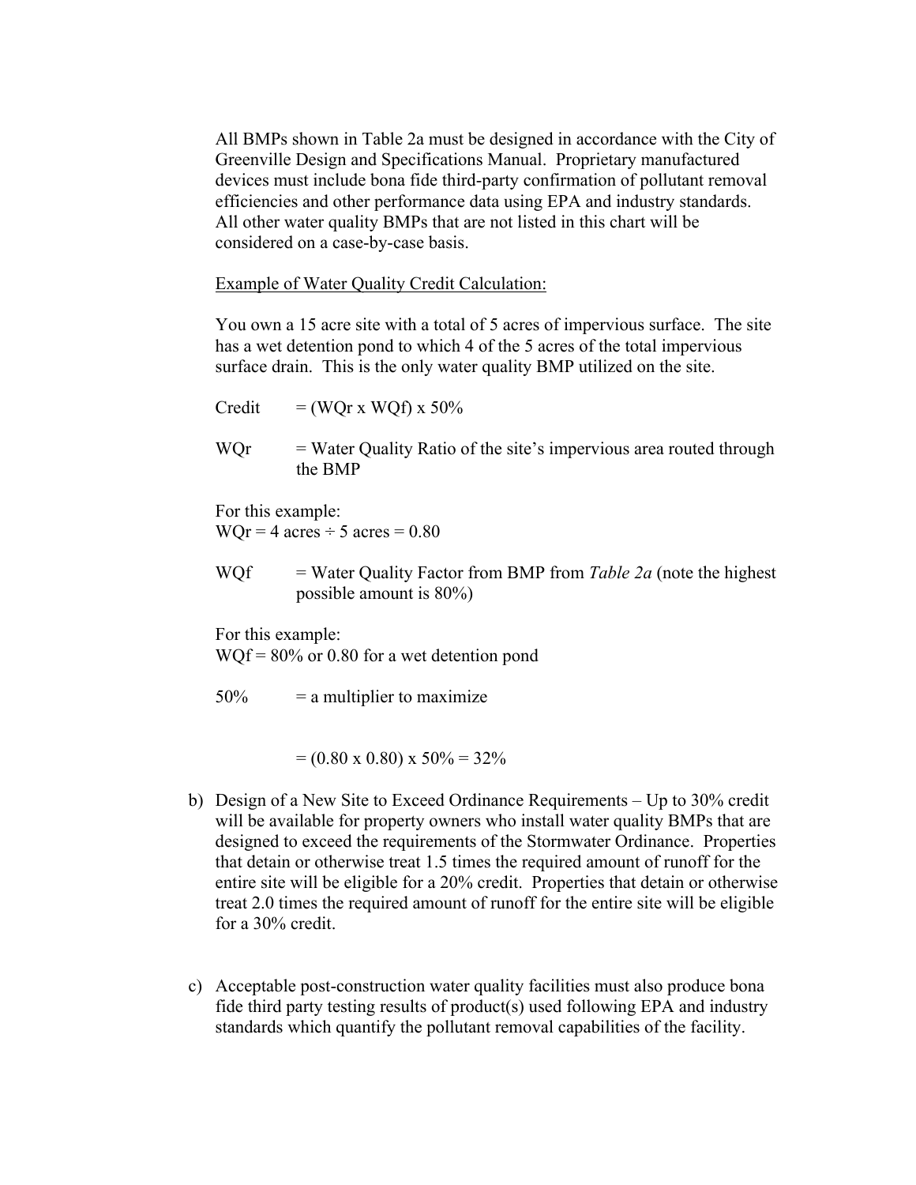All BMPs shown in Table 2a must be designed in accordance with the City of Greenville Design and Specifications Manual. Proprietary manufactured devices must include bona fide third-party confirmation of pollutant removal efficiencies and other performance data using EPA and industry standards. All other water quality BMPs that are not listed in this chart will be considered on a case-by-case basis.

Example of Water Quality Credit Calculation:

You own a 15 acre site with a total of 5 acres of impervious surface. The site has a wet detention pond to which 4 of the 5 acres of the total impervious surface drain. This is the only water quality BMP utilized on the site.

Credit = (WQr x WQf) x 50%

WQr = Water Quality Ratio of the site's impervious area routed through the BMP

For this example:
WQr = 4 acres ÷ 5 acres = 0.80

WQf = Water Quality Factor from BMP from *Table 2a* (note the highest possible amount is 80%)

For this example:
WQf = 80% or 0.80 for a wet detention pond

50% = a multiplier to maximize

= (0.80 x 0.80) x 50% = 32%

b) Design of a New Site to Exceed Ordinance Requirements – Up to 30% credit will be available for property owners who install water quality BMPs that are designed to exceed the requirements of the Stormwater Ordinance. Properties that detain or otherwise treat 1.5 times the required amount of runoff for the entire site will be eligible for a 20% credit. Properties that detain or otherwise treat 2.0 times the required amount of runoff for the entire site will be eligible for a 30% credit.

c) Acceptable post-construction water quality facilities must also produce bona fide third party testing results of product(s) used following EPA and industry standards which quantify the pollutant removal capabilities of the facility.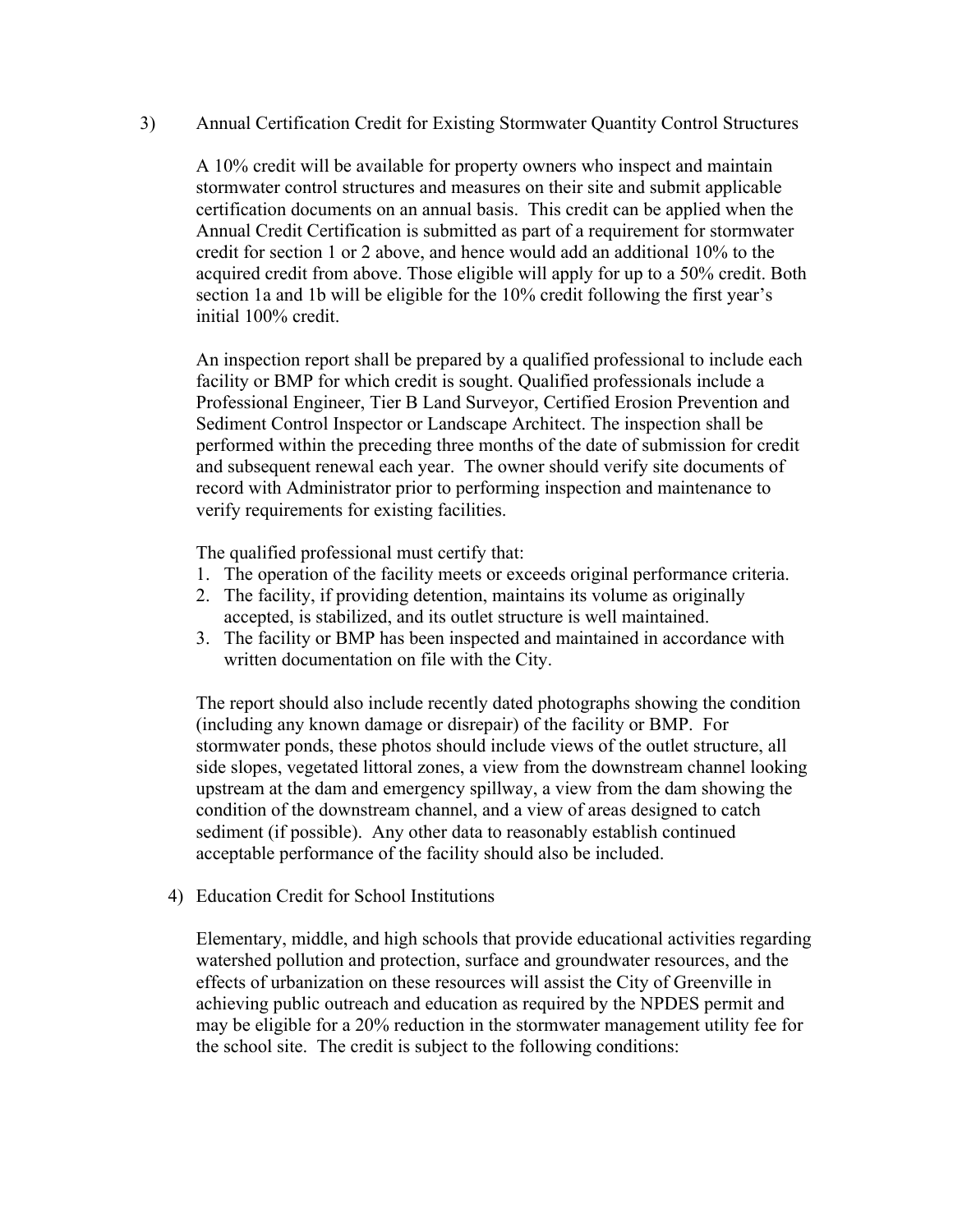3) Annual Certification Credit for Existing Stormwater Quantity Control Structures

A 10% credit will be available for property owners who inspect and maintain stormwater control structures and measures on their site and submit applicable certification documents on an annual basis. This credit can be applied when the Annual Credit Certification is submitted as part of a requirement for stormwater credit for section 1 or 2 above, and hence would add an additional 10% to the acquired credit from above. Those eligible will apply for up to a 50% credit. Both section 1a and 1b will be eligible for the 10% credit following the first year's initial 100% credit.

An inspection report shall be prepared by a qualified professional to include each facility or BMP for which credit is sought. Qualified professionals include a Professional Engineer, Tier B Land Surveyor, Certified Erosion Prevention and Sediment Control Inspector or Landscape Architect. The inspection shall be performed within the preceding three months of the date of submission for credit and subsequent renewal each year. The owner should verify site documents of record with Administrator prior to performing inspection and maintenance to verify requirements for existing facilities.

The qualified professional must certify that:

1. The operation of the facility meets or exceeds original performance criteria.
2. The facility, if providing detention, maintains its volume as originally accepted, is stabilized, and its outlet structure is well maintained.
3. The facility or BMP has been inspected and maintained in accordance with written documentation on file with the City.

The report should also include recently dated photographs showing the condition (including any known damage or disrepair) of the facility or BMP. For stormwater ponds, these photos should include views of the outlet structure, all side slopes, vegetated littoral zones, a view from the downstream channel looking upstream at the dam and emergency spillway, a view from the dam showing the condition of the downstream channel, and a view of areas designed to catch sediment (if possible). Any other data to reasonably establish continued acceptable performance of the facility should also be included.

4) Education Credit for School Institutions

Elementary, middle, and high schools that provide educational activities regarding watershed pollution and protection, surface and groundwater resources, and the effects of urbanization on these resources will assist the City of Greenville in achieving public outreach and education as required by the NPDES permit and may be eligible for a 20% reduction in the stormwater management utility fee for the school site. The credit is subject to the following conditions: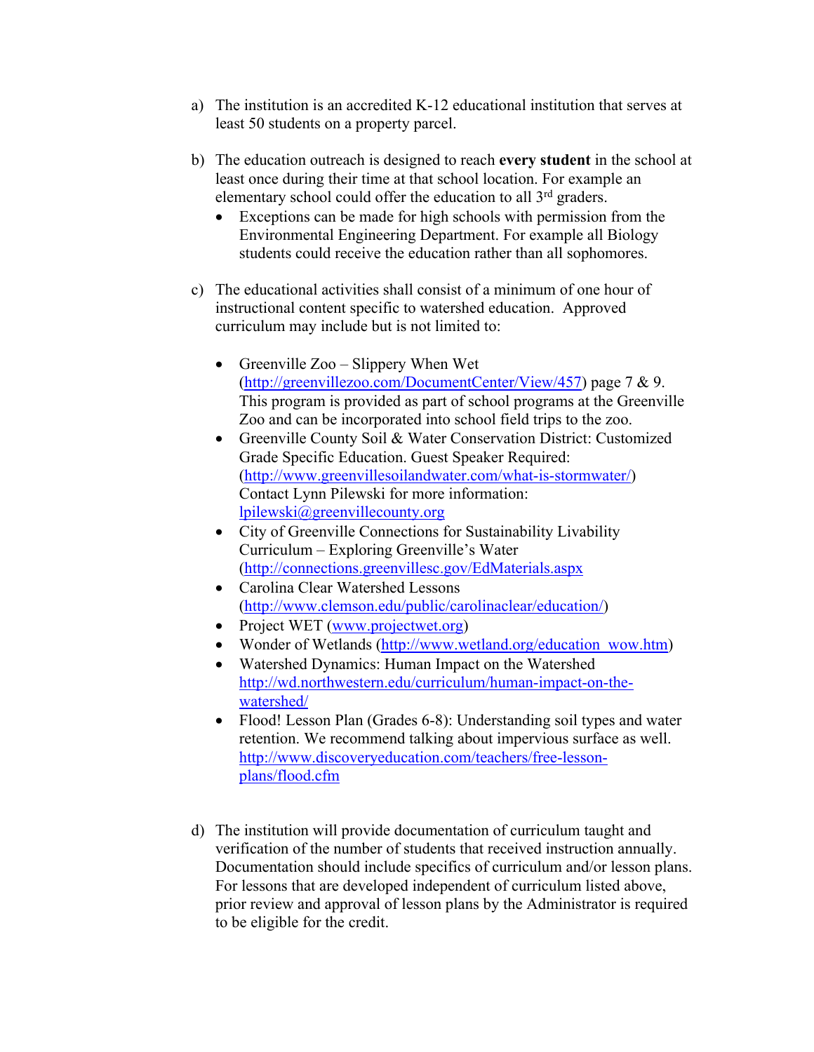a) The institution is an accredited K-12 educational institution that serves at least 50 students on a property parcel.

b) The education outreach is designed to reach **every student** in the school at least once during their time at that school location. For example an elementary school could offer the education to all 3rd graders.
   - Exceptions can be made for high schools with permission from the Environmental Engineering Department. For example all Biology students could receive the education rather than all sophomores.

c) The educational activities shall consist of a minimum of one hour of instructional content specific to watershed education. Approved curriculum may include but is not limited to:

   - Greenville Zoo – Slippery When Wet (http://greenvillezoo.com/DocumentCenter/View/457) page 7 & 9. This program is provided as part of school programs at the Greenville Zoo and can be incorporated into school field trips to the zoo.
   - Greenville County Soil & Water Conservation District: Customized Grade Specific Education. Guest Speaker Required: (http://www.greenvillesoilandwater.com/what-is-stormwater/) Contact Lynn Pilewski for more information: lpilewski@greenvillecounty.org
   - City of Greenville Connections for Sustainability Livability Curriculum – Exploring Greenville's Water (http://connections.greenvillesc.gov/EdMaterials.aspx
   - Carolina Clear Watershed Lessons (http://www.clemson.edu/public/carolinaclear/education/)
   - Project WET (www.projectwet.org)
   - Wonder of Wetlands (http://www.wetland.org/education_wow.htm)
   - Watershed Dynamics: Human Impact on the Watershed http://wd.northwestern.edu/curriculum/human-impact-on-the-watershed/
   - Flood! Lesson Plan (Grades 6-8): Understanding soil types and water retention. We recommend talking about impervious surface as well. http://www.discoveryeducation.com/teachers/free-lesson-plans/flood.cfm

d) The institution will provide documentation of curriculum taught and verification of the number of students that received instruction annually. Documentation should include specifics of curriculum and/or lesson plans. For lessons that are developed independent of curriculum listed above, prior review and approval of lesson plans by the Administrator is required to be eligible for the credit.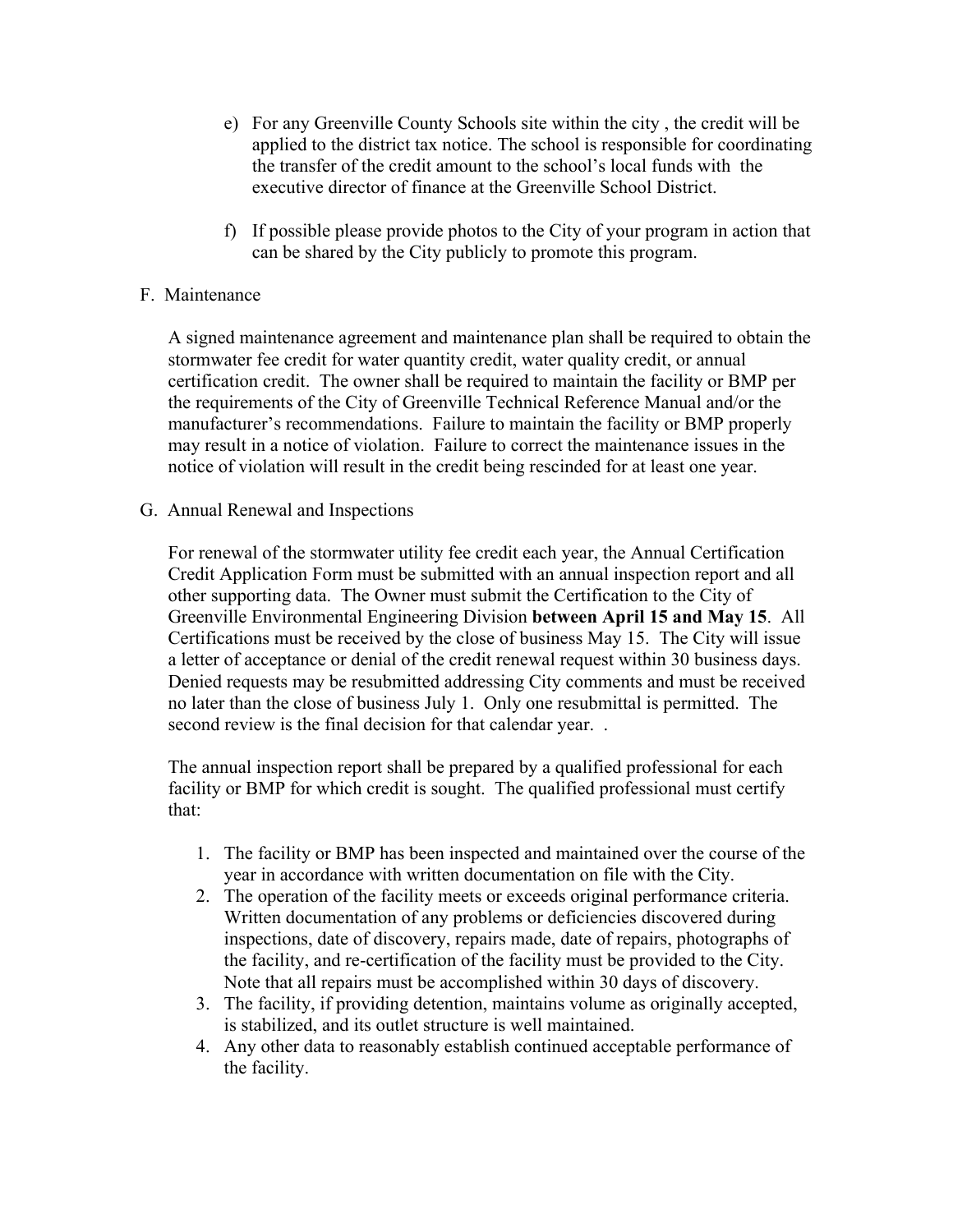e) For any Greenville County Schools site within the city , the credit will be applied to the district tax notice. The school is responsible for coordinating the transfer of the credit amount to the school's local funds with the executive director of finance at the Greenville School District.

f) If possible please provide photos to the City of your program in action that can be shared by the City publicly to promote this program.

F. Maintenance

A signed maintenance agreement and maintenance plan shall be required to obtain the stormwater fee credit for water quantity credit, water quality credit, or annual certification credit. The owner shall be required to maintain the facility or BMP per the requirements of the City of Greenville Technical Reference Manual and/or the manufacturer's recommendations. Failure to maintain the facility or BMP properly may result in a notice of violation. Failure to correct the maintenance issues in the notice of violation will result in the credit being rescinded for at least one year.

G. Annual Renewal and Inspections

For renewal of the stormwater utility fee credit each year, the Annual Certification Credit Application Form must be submitted with an annual inspection report and all other supporting data. The Owner must submit the Certification to the City of Greenville Environmental Engineering Division **between April 15 and May 15**. All Certifications must be received by the close of business May 15. The City will issue a letter of acceptance or denial of the credit renewal request within 30 business days. Denied requests may be resubmitted addressing City comments and must be received no later than the close of business July 1. Only one resubmittal is permitted. The second review is the final decision for that calendar year. .

The annual inspection report shall be prepared by a qualified professional for each facility or BMP for which credit is sought. The qualified professional must certify that:

1. The facility or BMP has been inspected and maintained over the course of the year in accordance with written documentation on file with the City.
2. The operation of the facility meets or exceeds original performance criteria. Written documentation of any problems or deficiencies discovered during inspections, date of discovery, repairs made, date of repairs, photographs of the facility, and re-certification of the facility must be provided to the City. Note that all repairs must be accomplished within 30 days of discovery.
3. The facility, if providing detention, maintains volume as originally accepted, is stabilized, and its outlet structure is well maintained.
4. Any other data to reasonably establish continued acceptable performance of the facility.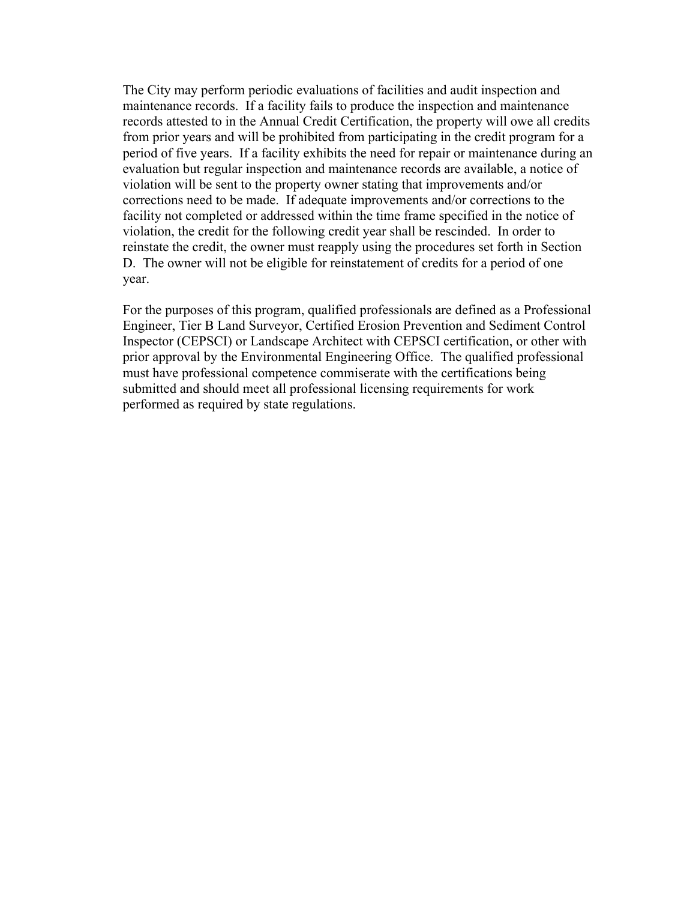The City may perform periodic evaluations of facilities and audit inspection and maintenance records. If a facility fails to produce the inspection and maintenance records attested to in the Annual Credit Certification, the property will owe all credits from prior years and will be prohibited from participating in the credit program for a period of five years. If a facility exhibits the need for repair or maintenance during an evaluation but regular inspection and maintenance records are available, a notice of violation will be sent to the property owner stating that improvements and/or corrections need to be made. If adequate improvements and/or corrections to the facility not completed or addressed within the time frame specified in the notice of violation, the credit for the following credit year shall be rescinded. In order to reinstate the credit, the owner must reapply using the procedures set forth in Section D. The owner will not be eligible for reinstatement of credits for a period of one year.

For the purposes of this program, qualified professionals are defined as a Professional Engineer, Tier B Land Surveyor, Certified Erosion Prevention and Sediment Control Inspector (CEPSCI) or Landscape Architect with CEPSCI certification, or other with prior approval by the Environmental Engineering Office. The qualified professional must have professional competence commiserate with the certifications being submitted and should meet all professional licensing requirements for work performed as required by state regulations.